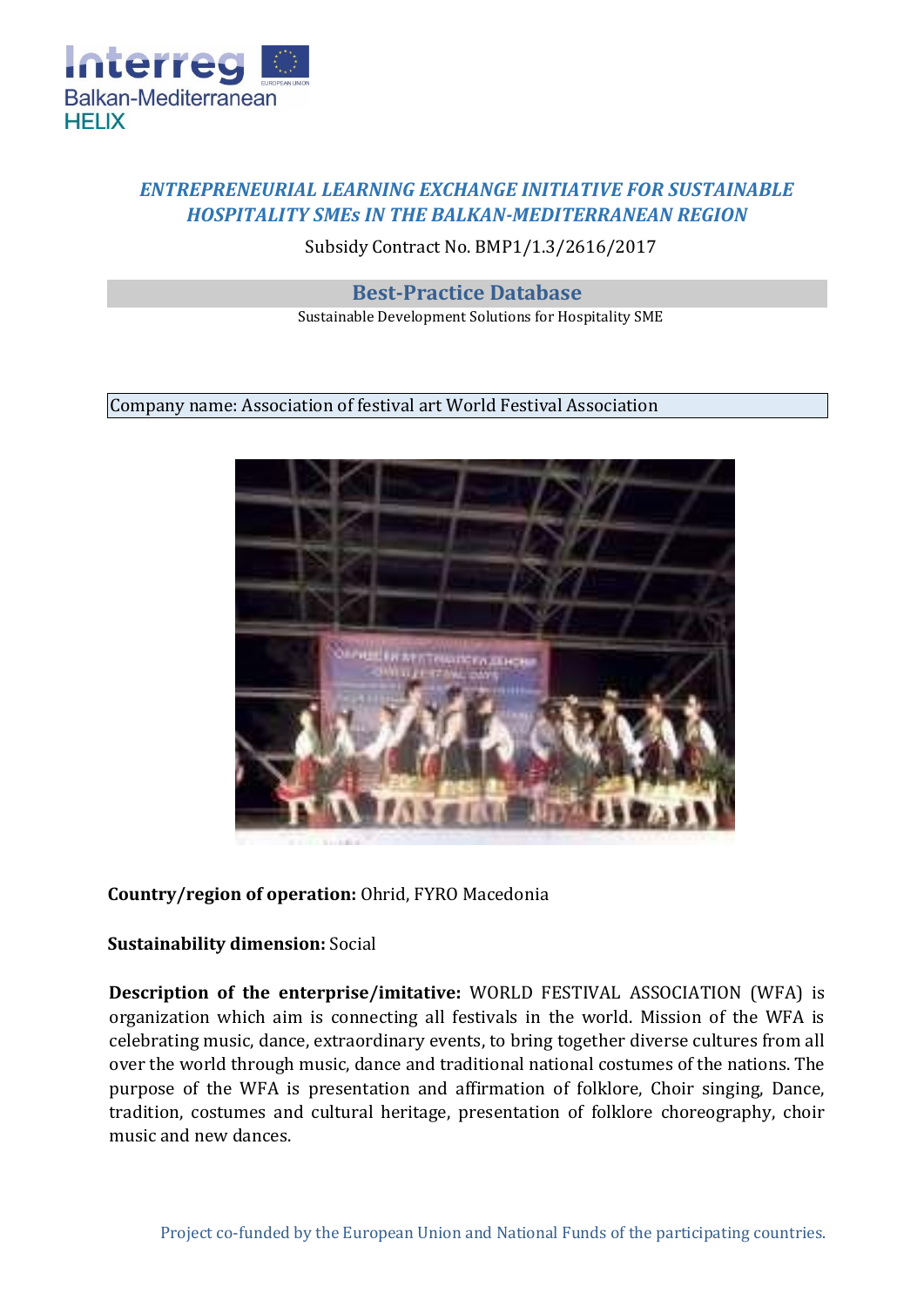***ENTREPRENEURIAL LEARNING EXCHANGE INITIATIVE FOR SUSTAINABLE HOSPITALITY SMEs IN THE BALKAN-MEDITERRANEAN REGION***

Subsidy Contract No. BMP1/1.3/2616/2017

## Best-Practice Database

Sustainable Development Solutions for Hospitality SME

Company name: Association of festival art World Festival Association

**Country/region of operation:** Ohrid, FYRO Macedonia

**Sustainability dimension:** Social

**Description of the enterprise/imitative:** WORLD FESTIVAL ASSOCIATION (WFA) is organization which aim is connecting all festivals in the world. Mission of the WFA is celebrating music, dance, extraordinary events, to bring together diverse cultures from all over the world through music, dance and traditional national costumes of the nations. The purpose of the WFA is presentation and affirmation of folklore, Choir singing, Dance, tradition, costumes and cultural heritage, presentation of folklore choreography, choir music and new dances.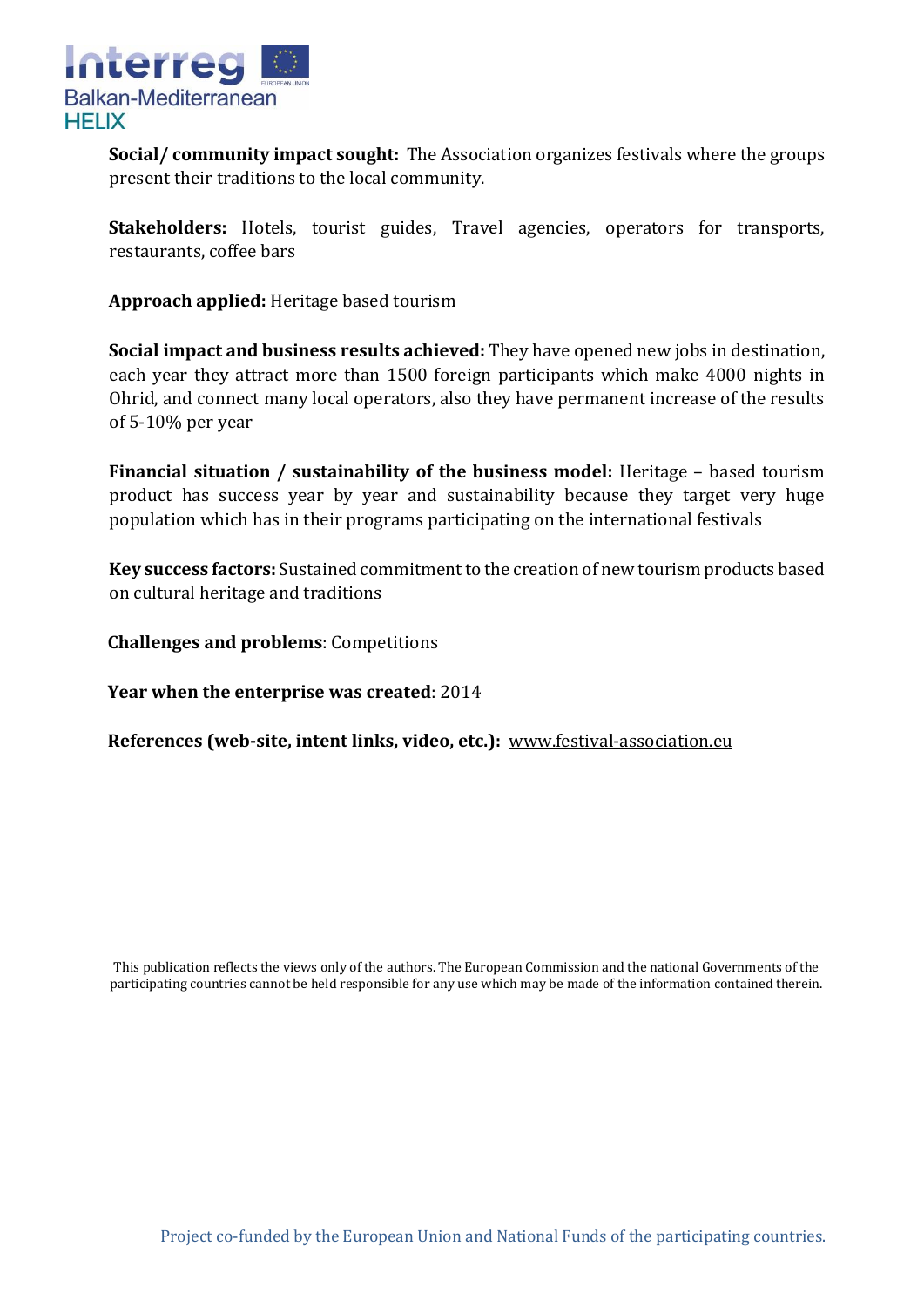**Social/ community impact sought:** The Association organizes festivals where the groups present their traditions to the local community.

**Stakeholders:** Hotels, tourist guides, Travel agencies, operators for transports, restaurants, coffee bars

**Approach applied:** Heritage based tourism

**Social impact and business results achieved:** They have opened new jobs in destination, each year they attract more than 1500 foreign participants which make 4000 nights in Ohrid, and connect many local operators, also they have permanent increase of the results of 5-10% per year

**Financial situation / sustainability of the business model:** Heritage – based tourism product has success year by year and sustainability because they target very huge population which has in their programs participating on the international festivals

**Key success factors:** Sustained commitment to the creation of new tourism products based on cultural heritage and traditions

**Challenges and problems**: Competitions

**Year when the enterprise was created**: 2014

**References (web-site, intent links, video, etc.):** www.festival-association.eu

This publication reflects the views only of the authors. The European Commission and the national Governments of the participating countries cannot be held responsible for any use which may be made of the information contained therein.